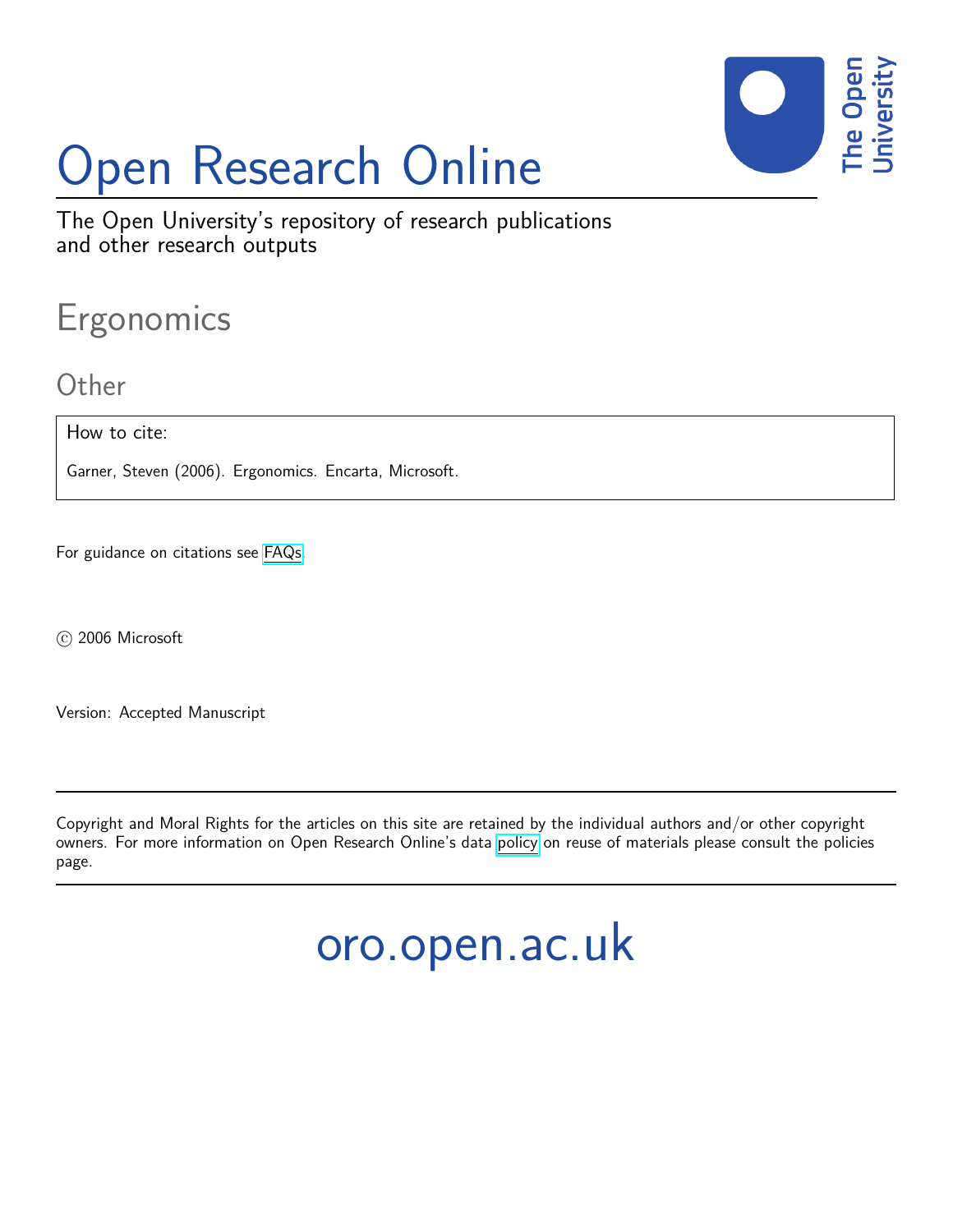# Open Research Online

The Open University's repository of research publications and other research outputs

## Ergonomics

### Other

How to cite:

Garner, Steven (2006). Ergonomics. Encarta, Microsoft.

For guidance on citations see FAQs.

© 2006 Microsoft

Version: Accepted Manuscript

---

Copyright and Moral Rights for the articles on this site are retained by the individual authors and/or other copyright owners. For more information on Open Research Online's data policy on reuse of materials please consult the policies page.

---

oro.open.ac.uk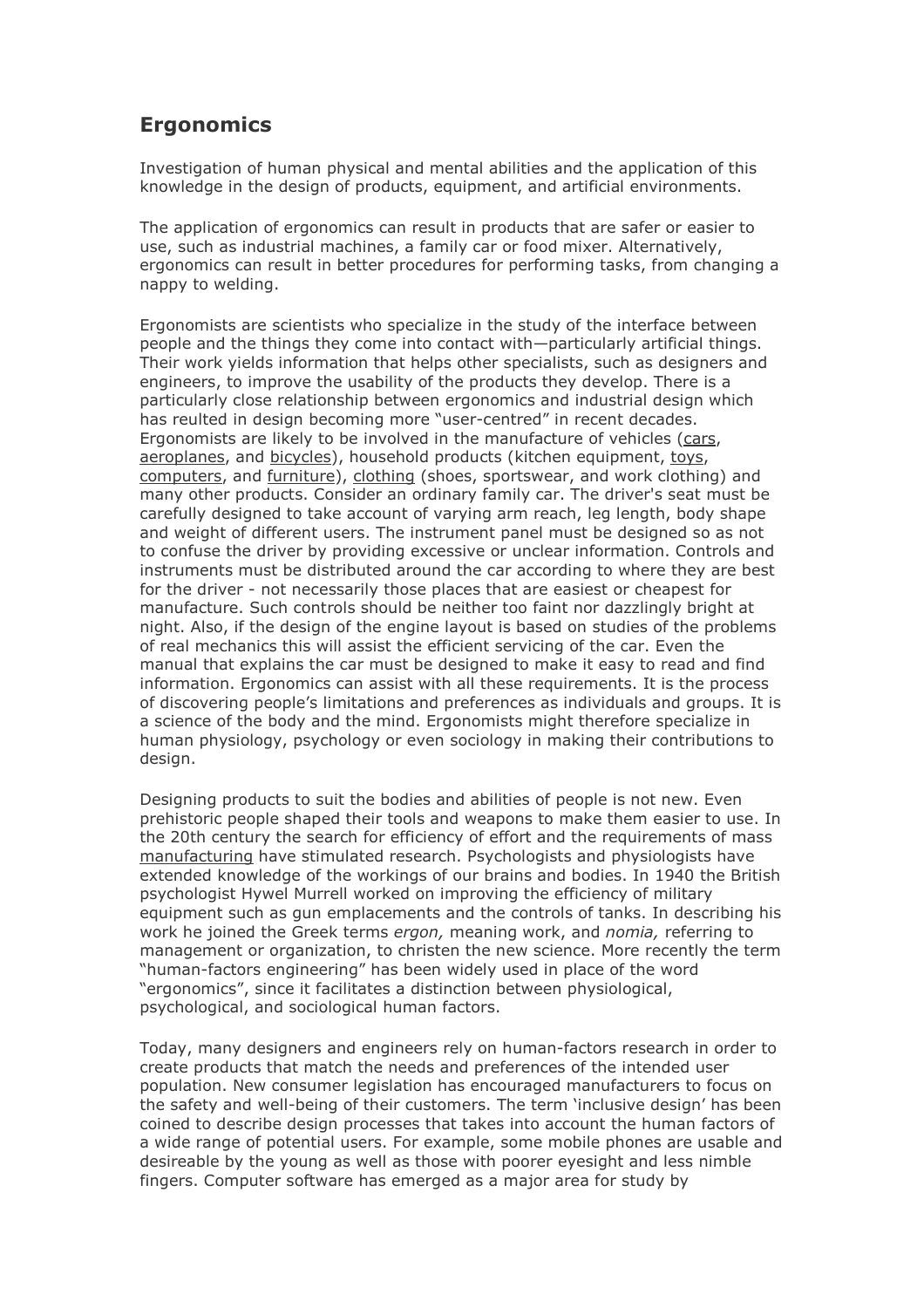## Ergonomics

Investigation of human physical and mental abilities and the application of this knowledge in the design of products, equipment, and artificial environments.

The application of ergonomics can result in products that are safer or easier to use, such as industrial machines, a family car or food mixer. Alternatively, ergonomics can result in better procedures for performing tasks, from changing a nappy to welding.

Ergonomists are scientists who specialize in the study of the interface between people and the things they come into contact with—particularly artificial things. Their work yields information that helps other specialists, such as designers and engineers, to improve the usability of the products they develop. There is a particularly close relationship between ergonomics and industrial design which has reulted in design becoming more "user-centred" in recent decades. Ergonomists are likely to be involved in the manufacture of vehicles (cars, aeroplanes, and bicycles), household products (kitchen equipment, toys, computers, and furniture), clothing (shoes, sportswear, and work clothing) and many other products. Consider an ordinary family car. The driver's seat must be carefully designed to take account of varying arm reach, leg length, body shape and weight of different users. The instrument panel must be designed so as not to confuse the driver by providing excessive or unclear information. Controls and instruments must be distributed around the car according to where they are best for the driver - not necessarily those places that are easiest or cheapest for manufacture. Such controls should be neither too faint nor dazzlingly bright at night. Also, if the design of the engine layout is based on studies of the problems of real mechanics this will assist the efficient servicing of the car. Even the manual that explains the car must be designed to make it easy to read and find information. Ergonomics can assist with all these requirements. It is the process of discovering people's limitations and preferences as individuals and groups. It is a science of the body and the mind. Ergonomists might therefore specialize in human physiology, psychology or even sociology in making their contributions to design.

Designing products to suit the bodies and abilities of people is not new. Even prehistoric people shaped their tools and weapons to make them easier to use. In the 20th century the search for efficiency of effort and the requirements of mass manufacturing have stimulated research. Psychologists and physiologists have extended knowledge of the workings of our brains and bodies. In 1940 the British psychologist Hywel Murrell worked on improving the efficiency of military equipment such as gun emplacements and the controls of tanks. In describing his work he joined the Greek terms *ergon,* meaning work, and *nomia,* referring to management or organization, to christen the new science. More recently the term "human-factors engineering" has been widely used in place of the word "ergonomics", since it facilitates a distinction between physiological, psychological, and sociological human factors.

Today, many designers and engineers rely on human-factors research in order to create products that match the needs and preferences of the intended user population. New consumer legislation has encouraged manufacturers to focus on the safety and well-being of their customers. The term 'inclusive design' has been coined to describe design processes that takes into account the human factors of a wide range of potential users. For example, some mobile phones are usable and desireable by the young as well as those with poorer eyesight and less nimble fingers. Computer software has emerged as a major area for study by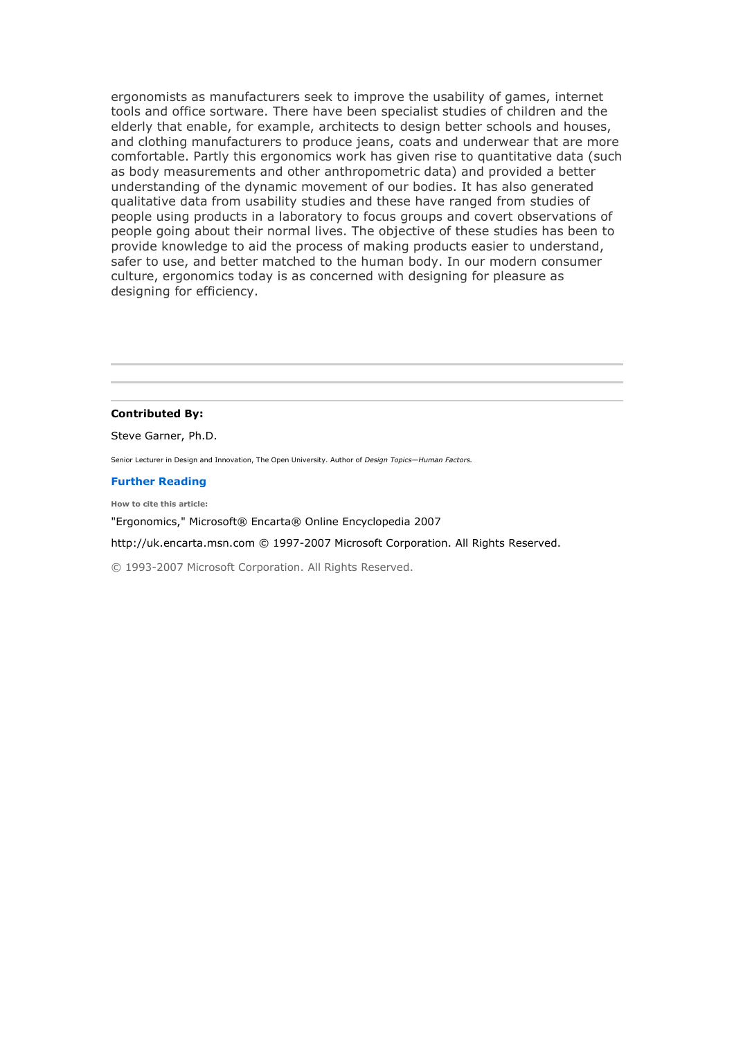ergonomists as manufacturers seek to improve the usability of games, internet tools and office sortware. There have been specialist studies of children and the elderly that enable, for example, architects to design better schools and houses, and clothing manufacturers to produce jeans, coats and underwear that are more comfortable. Partly this ergonomics work has given rise to quantitative data (such as body measurements and other anthropometric data) and provided a better understanding of the dynamic movement of our bodies. It has also generated qualitative data from usability studies and these have ranged from studies of people using products in a laboratory to focus groups and covert observations of people going about their normal lives. The objective of these studies has been to provide knowledge to aid the process of making products easier to understand, safer to use, and better matched to the human body. In our modern consumer culture, ergonomics today is as concerned with designing for pleasure as designing for efficiency.

---

---

---

**Contributed By:**

Steve Garner, Ph.D.

Senior Lecturer in Design and Innovation, The Open University. Author of *Design Topics—Human Factors*.

**Further Reading**

**How to cite this article:**

"Ergonomics," Microsoft® Encarta® Online Encyclopedia 2007

http://uk.encarta.msn.com © 1997-2007 Microsoft Corporation. All Rights Reserved.

© 1993-2007 Microsoft Corporation. All Rights Reserved.